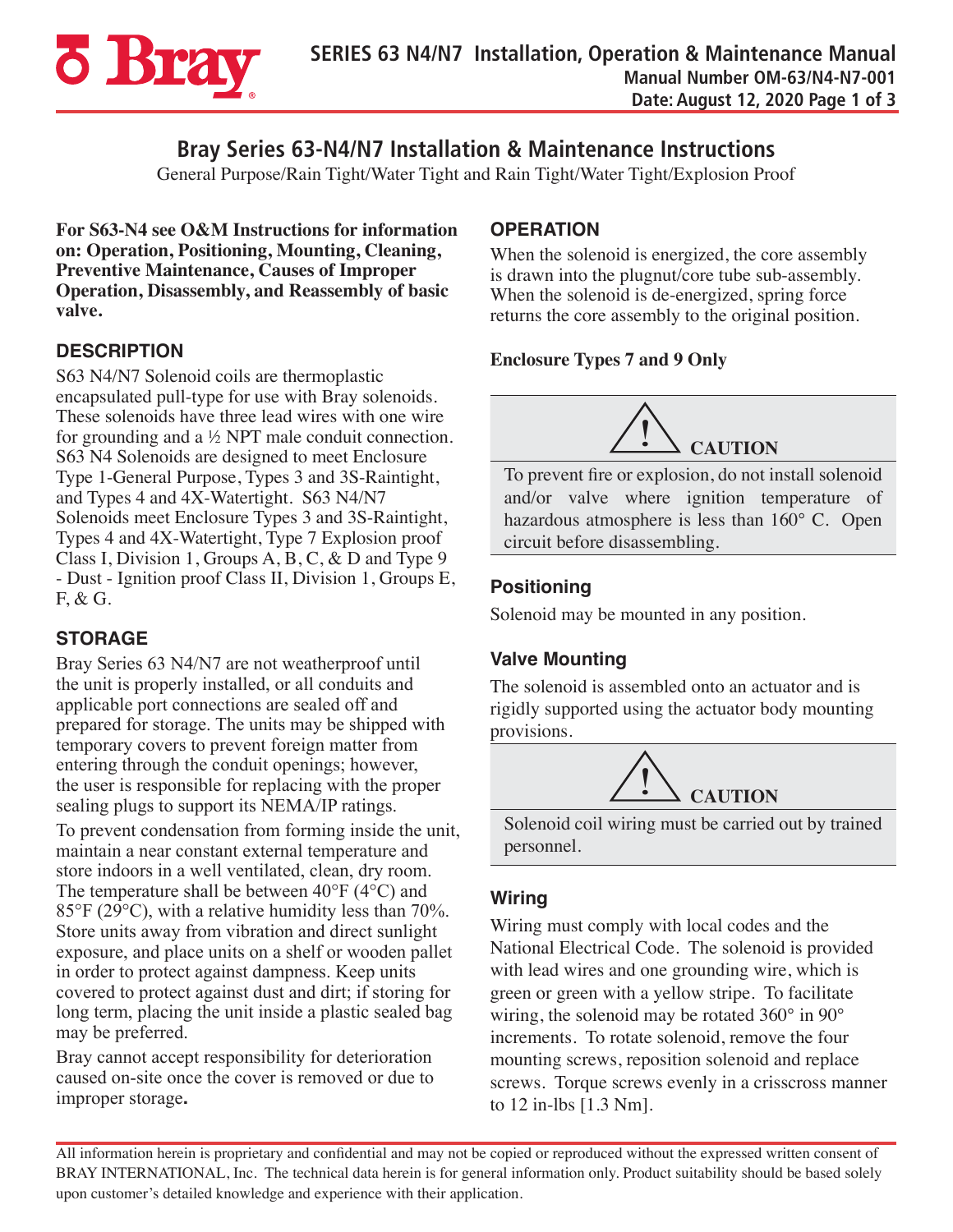# Bray Series 63-N4/N7 Installation & Maintenance Instructions

General Purpose/Rain Tight/Water Tight and Rain Tight/Water Tight/Explosion Proof

**For S63-N4 see O&M Instructions for information on: Operation, Positioning, Mounting, Cleaning, Preventive Maintenance, Causes of Improper Operation, Disassembly, and Reassembly of basic valve.**

## DESCRIPTION

S63 N4/N7 Solenoid coils are thermoplastic encapsulated pull-type for use with Bray solenoids. These solenoids have three lead wires with one wire for grounding and a ½ NPT male conduit connection. S63 N4 Solenoids are designed to meet Enclosure Type 1-General Purpose, Types 3 and 3S-Raintight, and Types 4 and 4X-Watertight. S63 N4/N7 Solenoids meet Enclosure Types 3 and 3S-Raintight, Types 4 and 4X-Watertight, Type 7 Explosion proof Class I, Division 1, Groups A, B, C, & D and Type 9 - Dust - Ignition proof Class II, Division 1, Groups E, F, & G.

## STORAGE

Bray Series 63 N4/N7 are not weatherproof until the unit is properly installed, or all conduits and applicable port connections are sealed off and prepared for storage. The units may be shipped with temporary covers to prevent foreign matter from entering through the conduit openings; however, the user is responsible for replacing with the proper sealing plugs to support its NEMA/IP ratings.

To prevent condensation from forming inside the unit, maintain a near constant external temperature and store indoors in a well ventilated, clean, dry room. The temperature shall be between 40°F (4°C) and 85°F (29°C), with a relative humidity less than 70%. Store units away from vibration and direct sunlight exposure, and place units on a shelf or wooden pallet in order to protect against dampness. Keep units covered to protect against dust and dirt; if storing for long term, placing the unit inside a plastic sealed bag may be preferred.

Bray cannot accept responsibility for deterioration caused on-site once the cover is removed or due to improper storage**.**

## OPERATION

When the solenoid is energized, the core assembly is drawn into the plugnut/core tube sub-assembly. When the solenoid is de-energized, spring force returns the core assembly to the original position.

**Enclosure Types 7 and 9 Only**

> **CAUTION**
>
> To prevent fire or explosion, do not install solenoid and/or valve where ignition temperature of hazardous atmosphere is less than 160° C. Open circuit before disassembling.

### Positioning

Solenoid may be mounted in any position.

### Valve Mounting

The solenoid is assembled onto an actuator and is rigidly supported using the actuator body mounting provisions.

> **CAUTION**
>
> Solenoid coil wiring must be carried out by trained personnel.

### Wiring

Wiring must comply with local codes and the National Electrical Code. The solenoid is provided with lead wires and one grounding wire, which is green or green with a yellow stripe. To facilitate wiring, the solenoid may be rotated 360° in 90° increments. To rotate solenoid, remove the four mounting screws, reposition solenoid and replace screws. Torque screws evenly in a crisscross manner to 12 in-lbs [1.3 Nm].

All information herein is proprietary and confidential and may not be copied or reproduced without the expressed written consent of BRAY INTERNATIONAL, Inc. The technical data herein is for general information only. Product suitability should be based solely upon customer's detailed knowledge and experience with their application.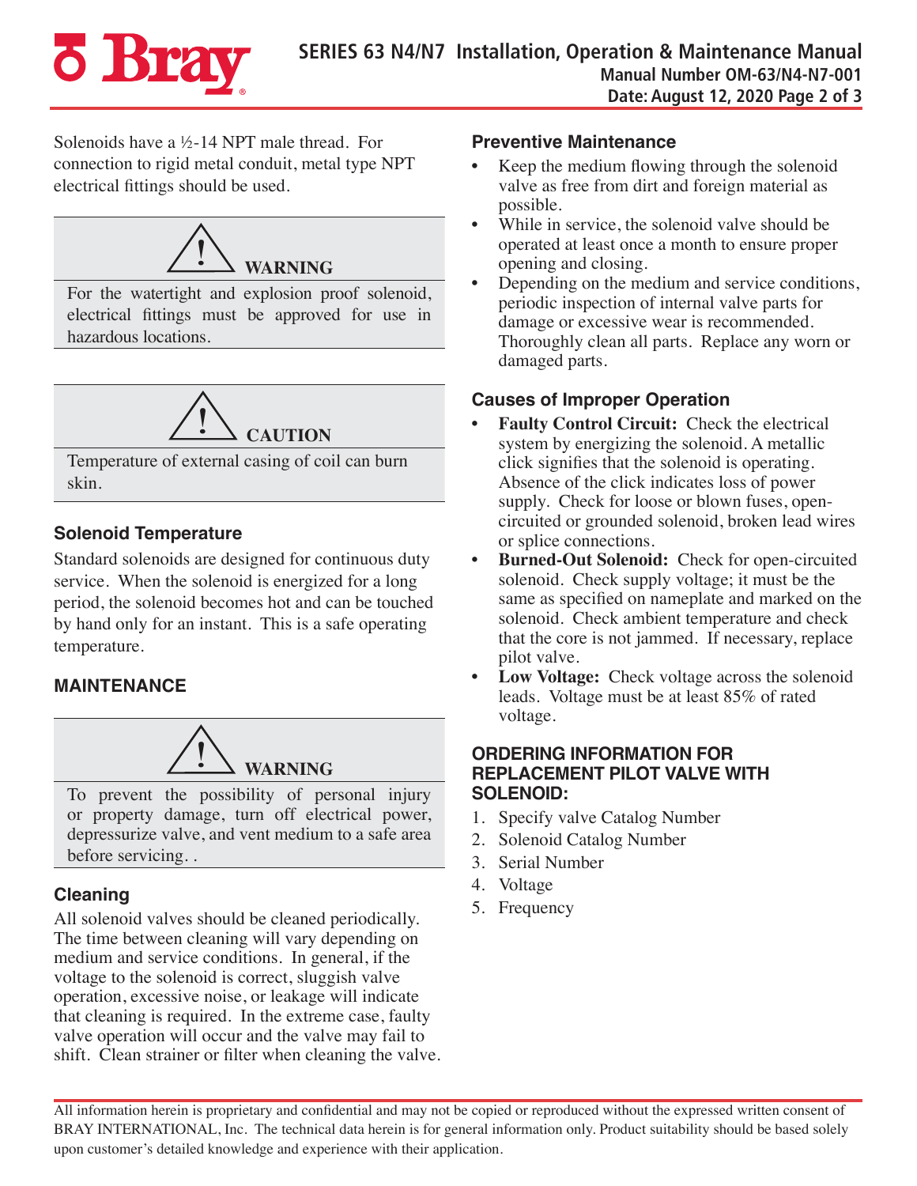Solenoids have a ½-14 NPT male thread. For connection to rigid metal conduit, metal type NPT electrical fittings should be used.

> **⚠ WARNING**
>
> For the watertight and explosion proof solenoid, electrical fittings must be approved for use in hazardous locations.

> **⚠ CAUTION**
>
> Temperature of external casing of coil can burn skin.

### Solenoid Temperature

Standard solenoids are designed for continuous duty service. When the solenoid is energized for a long period, the solenoid becomes hot and can be touched by hand only for an instant. This is a safe operating temperature.

## MAINTENANCE

> **⚠ WARNING**
>
> To prevent the possibility of personal injury or property damage, turn off electrical power, depressurize valve, and vent medium to a safe area before servicing. .

### Cleaning

All solenoid valves should be cleaned periodically. The time between cleaning will vary depending on medium and service conditions. In general, if the voltage to the solenoid is correct, sluggish valve operation, excessive noise, or leakage will indicate that cleaning is required. In the extreme case, faulty valve operation will occur and the valve may fail to shift. Clean strainer or filter when cleaning the valve.

### Preventive Maintenance

- Keep the medium flowing through the solenoid valve as free from dirt and foreign material as possible.
- While in service, the solenoid valve should be operated at least once a month to ensure proper opening and closing.
- Depending on the medium and service conditions, periodic inspection of internal valve parts for damage or excessive wear is recommended. Thoroughly clean all parts. Replace any worn or damaged parts.

### Causes of Improper Operation

- **Faulty Control Circuit:** Check the electrical system by energizing the solenoid. A metallic click signifies that the solenoid is operating. Absence of the click indicates loss of power supply. Check for loose or blown fuses, open-circuited or grounded solenoid, broken lead wires or splice connections.
- **Burned-Out Solenoid:** Check for open-circuited solenoid. Check supply voltage; it must be the same as specified on nameplate and marked on the solenoid. Check ambient temperature and check that the core is not jammed. If necessary, replace pilot valve.
- **Low Voltage:** Check voltage across the solenoid leads. Voltage must be at least 85% of rated voltage.

### ORDERING INFORMATION FOR REPLACEMENT PILOT VALVE WITH SOLENOID:

1. Specify valve Catalog Number
2. Solenoid Catalog Number
3. Serial Number
4. Voltage
5. Frequency

All information herein is proprietary and confidential and may not be copied or reproduced without the expressed written consent of BRAY INTERNATIONAL, Inc. The technical data herein is for general information only. Product suitability should be based solely upon customer's detailed knowledge and experience with their application.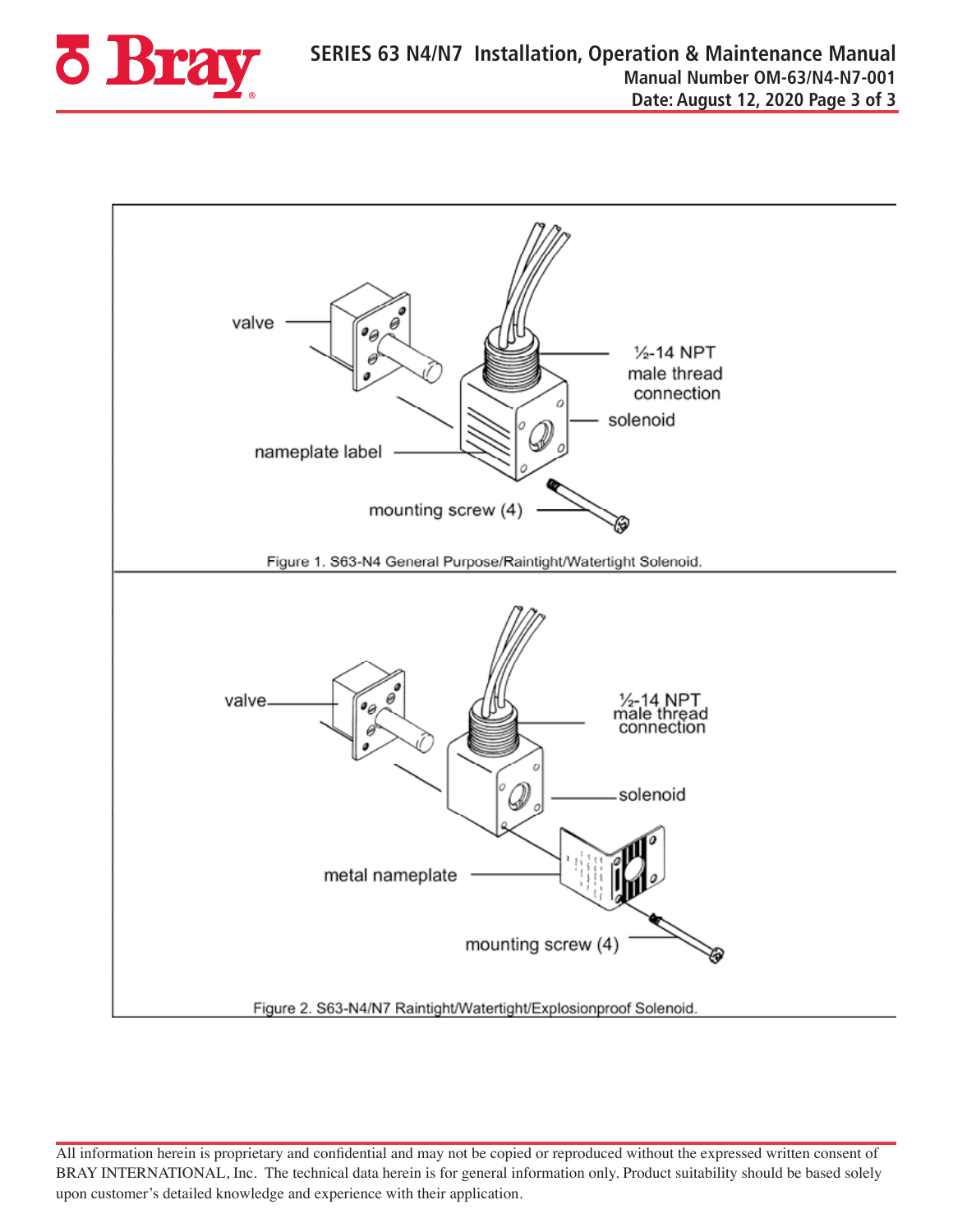valve

½-14 NPT
male thread
connection

solenoid

nameplate label

mounting screw (4)

Figure 1. S63-N4 General Purpose/Raintight/Watertight Solenoid.

valve

½-14 NPT
male thread
connection

solenoid

metal nameplate

mounting screw (4)

Figure 2. S63-N4/N7 Raintight/Watertight/Explosionproof Solenoid.

All information herein is proprietary and confidential and may not be copied or reproduced without the expressed written consent of BRAY INTERNATIONAL, Inc. The technical data herein is for general information only. Product suitability should be based solely upon customer's detailed knowledge and experience with their application.